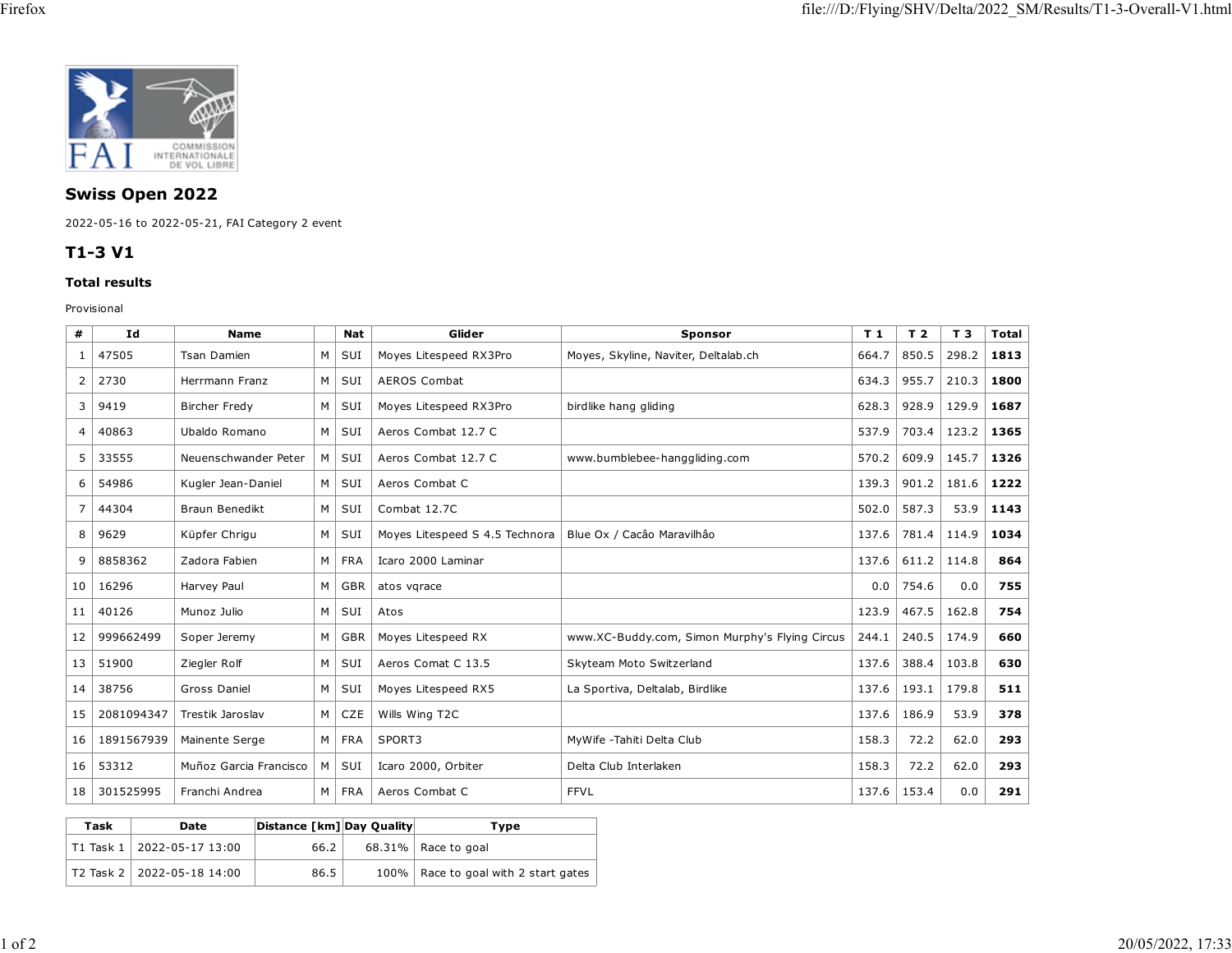## Swiss Open 2022

2022-05-16 to 2022-05-21, FAI Category 2 event

## T1-3 V1

### Total results

Provisional

| # | Id | Name | | Nat | Glider | Sponsor | T 1 | T 2 | T 3 | Total |
|---|---|---|---|---|---|---|---|---|---|---|
| 1 | 47505 | Tsan Damien | M | SUI | Moyes Litespeed RX3Pro | Moyes, Skyline, Naviter, Deltalab.ch | 664.7 | 850.5 | 298.2 | **1813** |
| 2 | 2730 | Herrmann Franz | M | SUI | AEROS Combat | | 634.3 | 955.7 | 210.3 | **1800** |
| 3 | 9419 | Bircher Fredy | M | SUI | Moyes Litespeed RX3Pro | birdlike hang gliding | 628.3 | 928.9 | 129.9 | **1687** |
| 4 | 40863 | Ubaldo Romano | M | SUI | Aeros Combat 12.7 C | | 537.9 | 703.4 | 123.2 | **1365** |
| 5 | 33555 | Neuenschwander Peter | M | SUI | Aeros Combat 12.7 C | www.bumblebee-hanggliding.com | 570.2 | 609.9 | 145.7 | **1326** |
| 6 | 54986 | Kugler Jean-Daniel | M | SUI | Aeros Combat C | | 139.3 | 901.2 | 181.6 | **1222** |
| 7 | 44304 | Braun Benedikt | M | SUI | Combat 12.7C | | 502.0 | 587.3 | 53.9 | **1143** |
| 8 | 9629 | Küpfer Chrigu | M | SUI | Moyes Litespeed S 4.5 Technora | Blue Ox / Cacâo Maravilhâo | 137.6 | 781.4 | 114.9 | **1034** |
| 9 | 8858362 | Zadora Fabien | M | FRA | Icaro 2000 Laminar | | 137.6 | 611.2 | 114.8 | **864** |
| 10 | 16296 | Harvey Paul | M | GBR | atos vqrace | | 0.0 | 754.6 | 0.0 | **755** |
| 11 | 40126 | Munoz Julio | M | SUI | Atos | | 123.9 | 467.5 | 162.8 | **754** |
| 12 | 999662499 | Soper Jeremy | M | GBR | Moyes Litespeed RX | www.XC-Buddy.com, Simon Murphy's Flying Circus | 244.1 | 240.5 | 174.9 | **660** |
| 13 | 51900 | Ziegler Rolf | M | SUI | Aeros Comat C 13.5 | Skyteam Moto Switzerland | 137.6 | 388.4 | 103.8 | **630** |
| 14 | 38756 | Gross Daniel | M | SUI | Moyes Litespeed RX5 | La Sportiva, Deltalab, Birdlike | 137.6 | 193.1 | 179.8 | **511** |
| 15 | 2081094347 | Trestik Jaroslav | M | CZE | Wills Wing T2C | | 137.6 | 186.9 | 53.9 | **378** |
| 16 | 1891567939 | Mainente Serge | M | FRA | SPORT3 | MyWife -Tahiti Delta Club | 158.3 | 72.2 | 62.0 | **293** |
| 16 | 53312 | Muñoz Garcia Francisco | M | SUI | Icaro 2000, Orbiter | Delta Club Interlaken | 158.3 | 72.2 | 62.0 | **293** |
| 18 | 301525995 | Franchi Andrea | M | FRA | Aeros Combat C | FFVL | 137.6 | 153.4 | 0.0 | **291** |

| Task | Date | Distance [km] | Day Quality | Type |
|---|---|---|---|---|
| T1 Task 1 | 2022-05-17 13:00 | 66.2 | 68.31% | Race to goal |
| T2 Task 2 | 2022-05-18 14:00 | 86.5 | 100% | Race to goal with 2 start gates |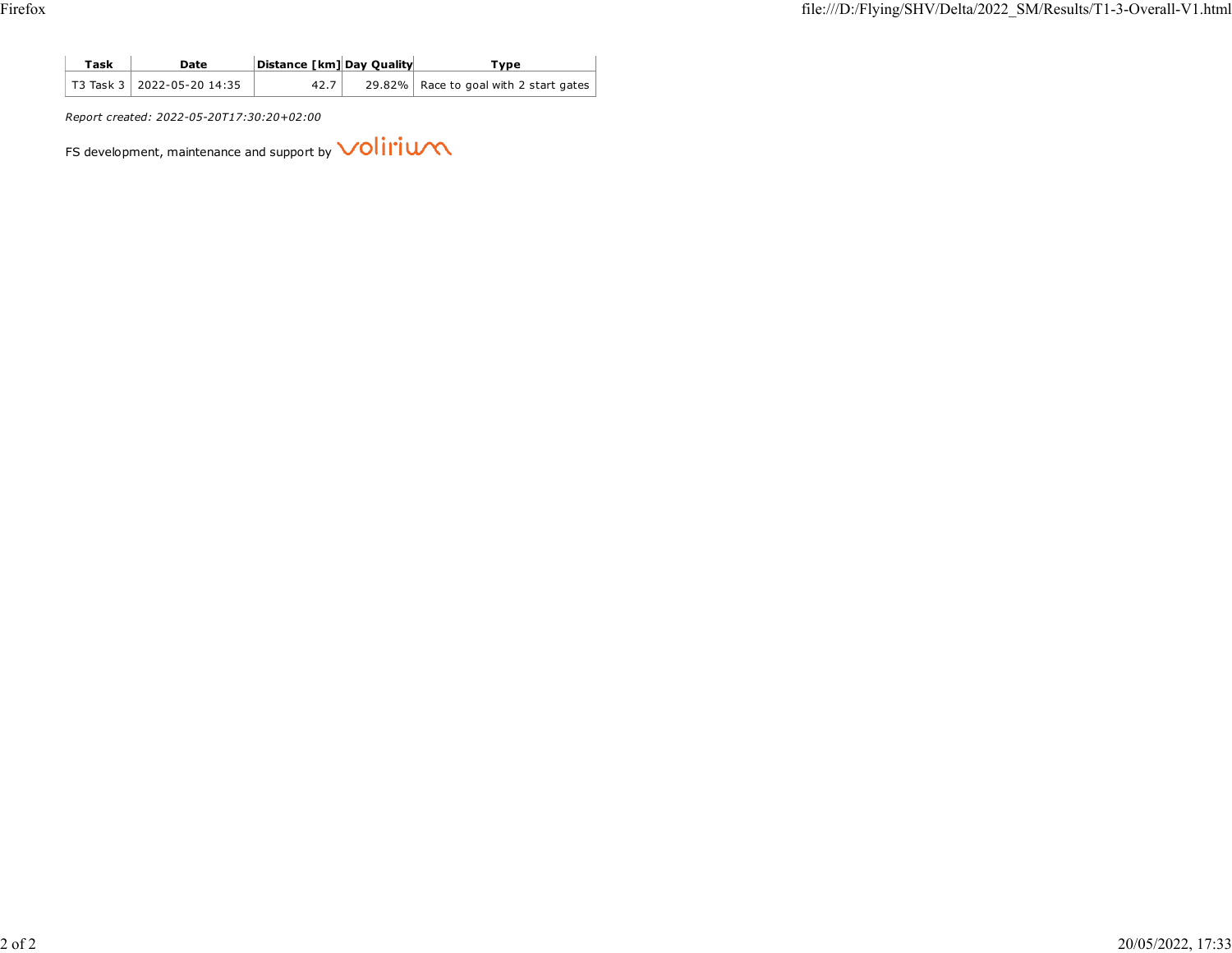| Task | Date | Distance [km] | Day Quality | Type |
|---|---|---|---|---|
| T3 Task 3 | 2022-05-20 14:35 | 42.7 | 29.82% | Race to goal with 2 start gates |

*Report created: 2022-05-20T17:30:20+02:00*

FS development, maintenance and support by volirium